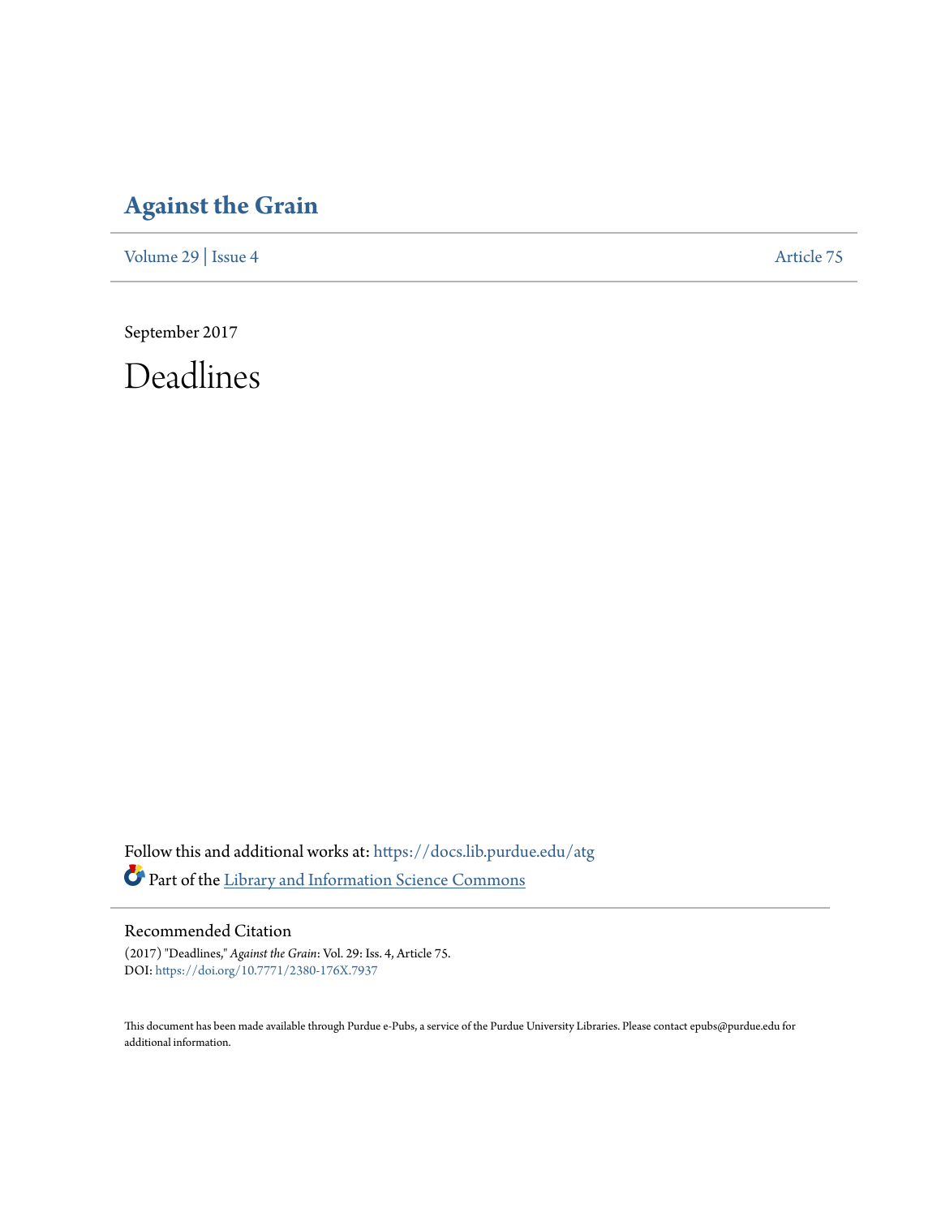# Against the Grain

Volume 29 | Issue 4 Article 75

September 2017

## Deadlines

Follow this and additional works at: https://docs.lib.purdue.edu/atg

Part of the Library and Information Science Commons

### Recommended Citation

(2017) "Deadlines," *Against the Grain*: Vol. 29: Iss. 4, Article 75.
DOI: https://doi.org/10.7771/2380-176X.7937

This document has been made available through Purdue e-Pubs, a service of the Purdue University Libraries. Please contact epubs@purdue.edu for additional information.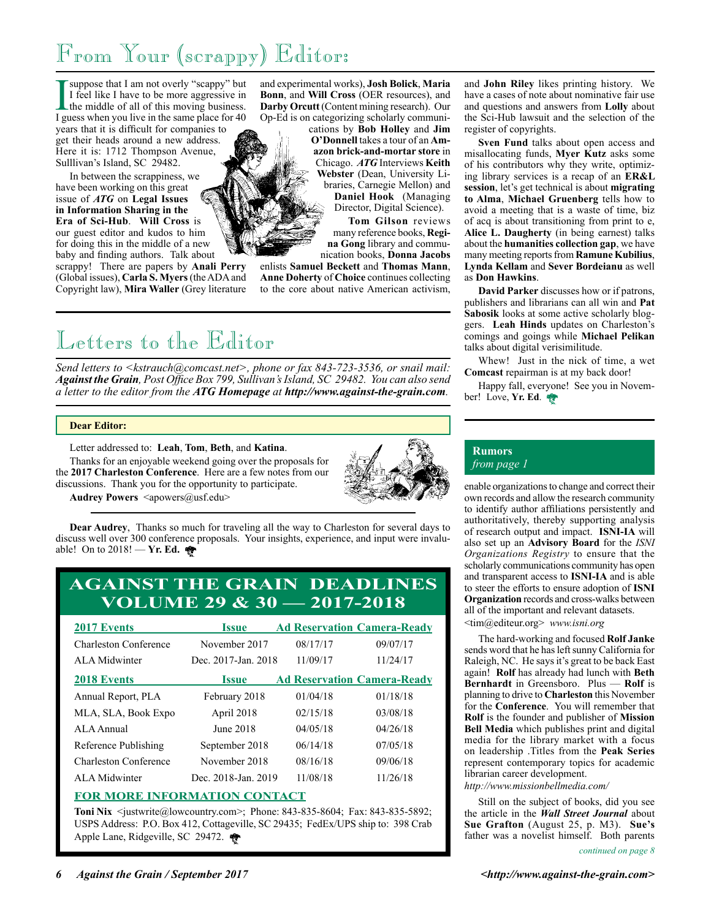# From Your (scrappy) Editor:

I suppose that I am not overly "scappy" but I feel like I have to be more aggressive in the middle of all of this moving business. I guess when you live in the same place for 40 years that it is difficult for companies to get their heads around a new address. Here it is: 1712 Thompson Avenue, Sulllivan's Island, SC 29482.

In between the scrappiness, we have been working on this great issue of ***ATG*** on **Legal Issues in Information Sharing in the Era of Sci-Hub**. **Will Cross** is our guest editor and kudos to him for doing this in the middle of a new baby and finding authors. Talk about scrappy! There are papers by **Anali Perry** (Global issues), **Carla S. Myers** (the ADA and Copyright law), **Mira Waller** (Grey literature and experimental works), **Josh Bolick**, **Maria Bonn**, and **Will Cross** (OER resources), and **Darby Orcutt** (Content mining research). Our Op-Ed is on categorizing scholarly communications by **Bob Holley** and **Jim O'Donnell** takes a tour of an **Amazon brick-and-mortar store** in Chicago. ***ATG*** Interviews **Keith Webster** (Dean, University Libraries, Carnegie Mellon) and **Daniel Hook** (Managing Director, Digital Science). **Tom Gilson** reviews many reference books, **Regina Gong** library and communication books, **Donna Jacobs** enlists **Samuel Beckett** and **Thomas Mann**, **Anne Doherty** of **Choice** continues collecting to the core about native American activism, and **John Riley** likes printing history. We have a cases of note about nominative fair use and questions and answers from **Lolly** about the Sci-Hub lawsuit and the selection of the register of copyrights.

**Sven Fund** talks about open access and misallocating funds, **Myer Kutz** asks some of his contributors why they write, optimizing library services is a recap of an **ER&L session**, let's get technical is about **migrating to Alma**, **Michael Gruenberg** tells how to avoid a meeting that is a waste of time, biz of acq is about transitioning from print to e, **Alice L. Daugherty** (in being earnest) talks about the **humanities collection gap**, we have many meeting reports from **Ramune Kubilius**, **Lynda Kellam** and **Sever Bordeianu** as well as **Don Hawkins**.

**David Parker** discusses how or if patrons, publishers and librarians can all win and **Pat Sabosik** looks at some active scholarly bloggers. **Leah Hinds** updates on Charleston's comings and goings while **Michael Pelikan** talks about digital verisimilitude.

Whew! Just in the nick of time, a wet **Comcast** repairman is at my back door!

Happy fall, everyone! See you in November! Love, **Yr. Ed**.

# Letters to the Editor

*Send letters to <kstrauch@comcast.net>, phone or fax 843-723-3536, or snail mail: **Against the Grain**, Post Office Box 799, Sullivan's Island, SC 29482. You can also send a letter to the editor from the **ATG Homepage** at **http://www.against-the-grain.com**.*

**Dear Editor:**

Letter addressed to: **Leah**, **Tom**, **Beth**, and **Katina**.

Thanks for an enjoyable weekend going over the proposals for the **2017 Charleston Conference**. Here are a few notes from our discussions. Thank you for the opportunity to participate.

**Audrey Powers** <apowers@usf.edu>

**Dear Audrey**, Thanks so much for traveling all the way to Charleston for several days to discuss well over 300 conference proposals. Your insights, experience, and input were invaluable! On to 2018! — **Yr. Ed.**

## AGAINST THE GRAIN DEADLINES VOLUME 29 & 30 — 2017-2018

| 2017 Events | Issue | Ad Reservation | Camera-Ready |
|---|---|---|---|
| Charleston Conference | November 2017 | 08/17/17 | 09/07/17 |
| ALA Midwinter | Dec. 2017-Jan. 2018 | 11/09/17 | 11/24/17 |
| **2018 Events** | **Issue** | **Ad Reservation** | **Camera-Ready** |
| Annual Report, PLA | February 2018 | 01/04/18 | 01/18/18 |
| MLA, SLA, Book Expo | April 2018 | 02/15/18 | 03/08/18 |
| ALA Annual | June 2018 | 04/05/18 | 04/26/18 |
| Reference Publishing | September 2018 | 06/14/18 | 07/05/18 |
| Charleston Conference | November 2018 | 08/16/18 | 09/06/18 |
| ALA Midwinter | Dec. 2018-Jan. 2019 | 11/08/18 | 11/26/18 |

**FOR MORE INFORMATION CONTACT**

**Toni Nix** <justwrite@lowcountry.com>; Phone: 843-835-8604; Fax: 843-835-5892; USPS Address: P.O. Box 412, Cottageville, SC 29435; FedEx/UPS ship to: 398 Crab Apple Lane, Ridgeville, SC 29472.

**Rumors**
*from page 1*

enable organizations to change and correct their own records and allow the research community to identify author affiliations persistently and authoritatively, thereby supporting analysis of research output and impact. **ISNI-IA** will also set up an **Advisory Board** for the *ISNI Organizations Registry* to ensure that the scholarly communications community has open and transparent access to **ISNI-IA** and is able to steer the efforts to ensure adoption of **ISNI Organization** records and cross-walks between all of the important and relevant datasets.

<tim@editeur.org> *www.isni.org*

The hard-working and focused **Rolf Janke** sends word that he has left sunny California for Raleigh, NC. He says it's great to be back East again! **Rolf** has already had lunch with **Beth Bernhardt** in Greensboro. Plus — **Rolf** is planning to drive to **Charleston** this November for the **Conference**. You will remember that **Rolf** is the founder and publisher of **Mission Bell Media** which publishes print and digital media for the library market with a focus on leadership .Titles from the **Peak Series** represent contemporary topics for academic librarian career development.

*http://www.missionbellmedia.com/*

Still on the subject of books, did you see the article in the ***Wall Street Journal*** about **Sue Grafton** (August 25, p. M3). **Sue's** father was a novelist himself. Both parents

*continued on page 8*